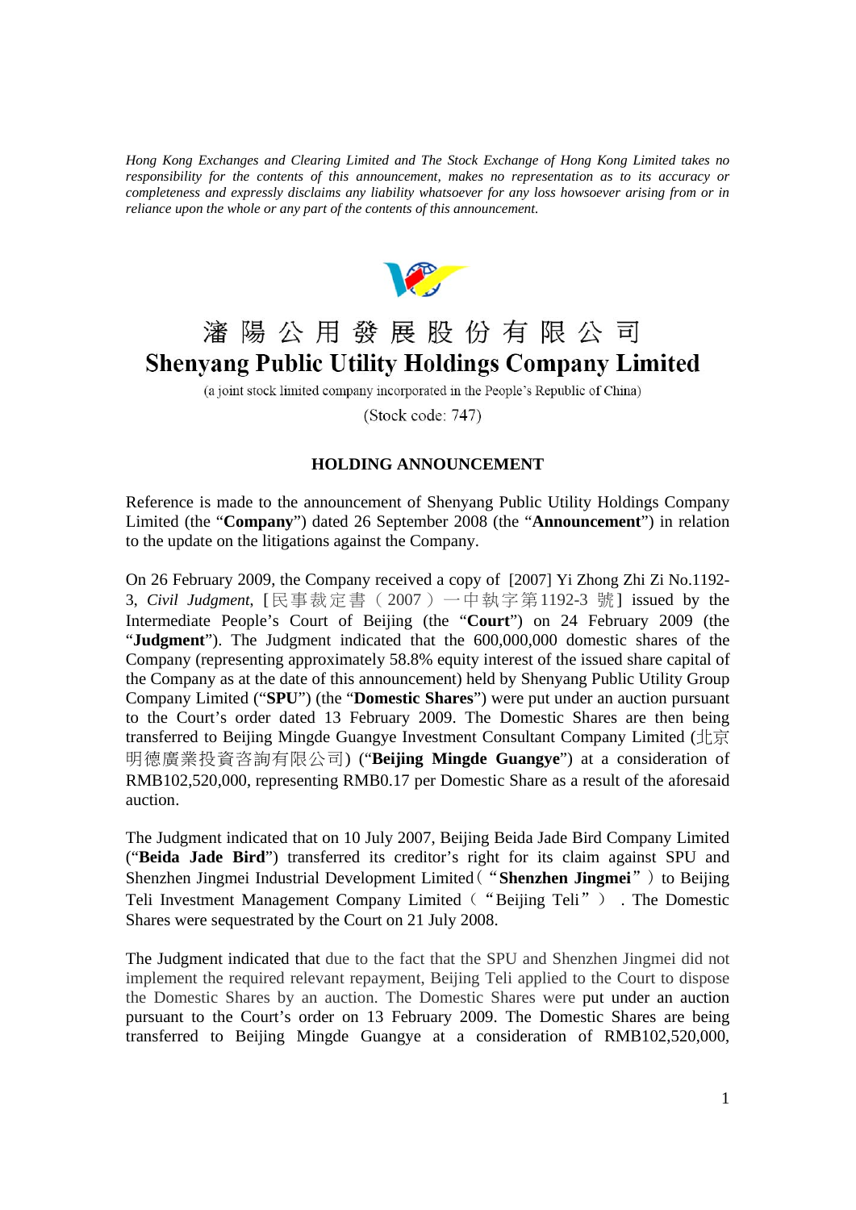*Hong Kong Exchanges and Clearing Limited and The Stock Exchange of Hong Kong Limited takes no responsibility for the contents of this announcement, makes no representation as to its accuracy or completeness and expressly disclaims any liability whatsoever for any loss howsoever arising from or in reliance upon the whole or any part of the contents of this announcement.*

# 瀋陽公用發展股份有限公司
# Shenyang Public Utility Holdings Company Limited

(a joint stock limited company incorporated in the People's Republic of China)

(Stock code: 747)

## HOLDING ANNOUNCEMENT

Reference is made to the announcement of Shenyang Public Utility Holdings Company Limited (the "**Company**") dated 26 September 2008 (the "**Announcement**") in relation to the update on the litigations against the Company.

On 26 February 2009, the Company received a copy of [2007] Yi Zhong Zhi Zi No.1192-3, *Civil Judgment*, [民事裁定書（2007）一中執字第1192-3 號] issued by the Intermediate People's Court of Beijing (the "**Court**") on 24 February 2009 (the "**Judgment**"). The Judgment indicated that the 600,000,000 domestic shares of the Company (representing approximately 58.8% equity interest of the issued share capital of the Company as at the date of this announcement) held by Shenyang Public Utility Group Company Limited ("**SPU**") (the "**Domestic Shares**") were put under an auction pursuant to the Court's order dated 13 February 2009. The Domestic Shares are then being transferred to Beijing Mingde Guangye Investment Consultant Company Limited (北京明德廣業投資咨詢有限公司) ("**Beijing Mingde Guangye**") at a consideration of RMB102,520,000, representing RMB0.17 per Domestic Share as a result of the aforesaid auction.

The Judgment indicated that on 10 July 2007, Beijing Beida Jade Bird Company Limited ("**Beida Jade Bird**") transferred its creditor's right for its claim against SPU and Shenzhen Jingmei Industrial Development Limited（"**Shenzhen Jingmei**"）to Beijing Teli Investment Management Company Limited（"Beijing Teli"）. The Domestic Shares were sequestrated by the Court on 21 July 2008.

The Judgment indicated that due to the fact that the SPU and Shenzhen Jingmei did not implement the required relevant repayment, Beijing Teli applied to the Court to dispose the Domestic Shares by an auction. The Domestic Shares were put under an auction pursuant to the Court's order on 13 February 2009. The Domestic Shares are being transferred to Beijing Mingde Guangye at a consideration of RMB102,520,000,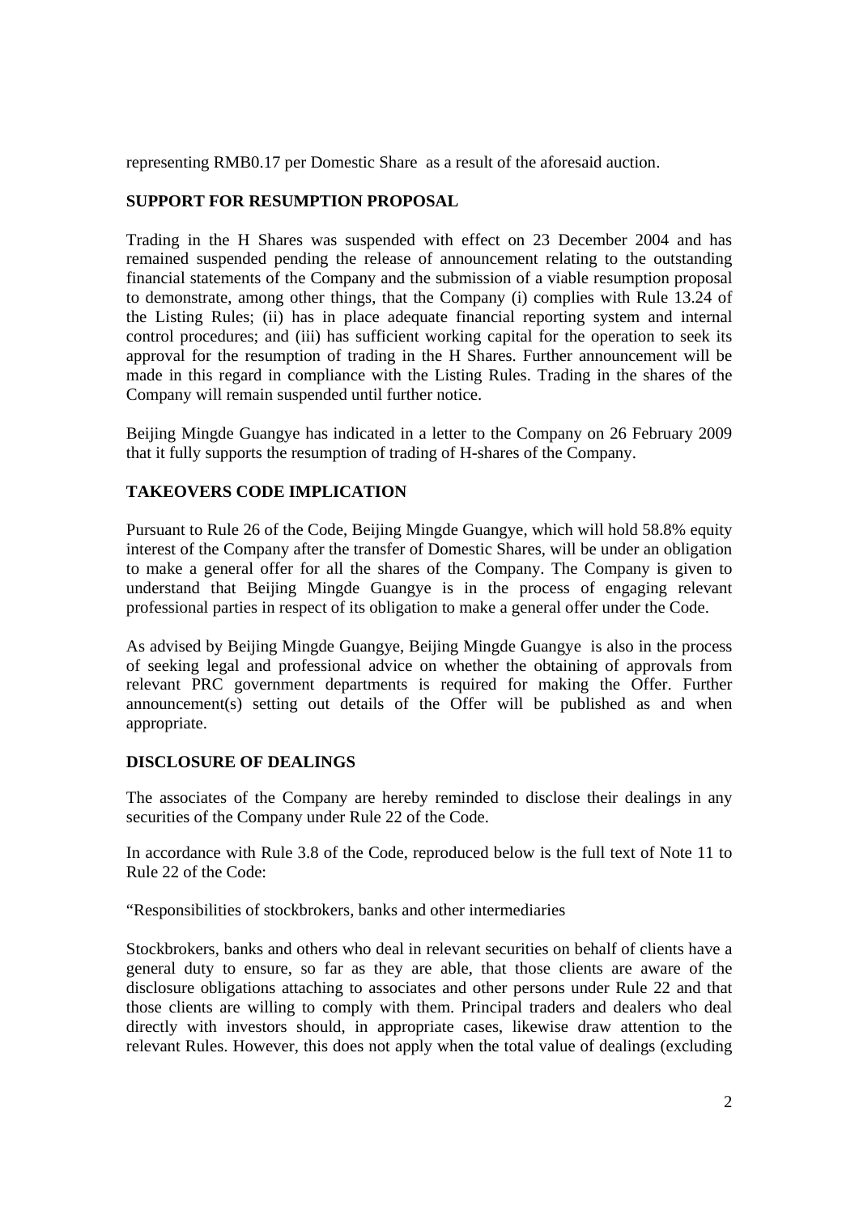representing RMB0.17 per Domestic Share as a result of the aforesaid auction.

**SUPPORT FOR RESUMPTION PROPOSAL**

Trading in the H Shares was suspended with effect on 23 December 2004 and has remained suspended pending the release of announcement relating to the outstanding financial statements of the Company and the submission of a viable resumption proposal to demonstrate, among other things, that the Company (i) complies with Rule 13.24 of the Listing Rules; (ii) has in place adequate financial reporting system and internal control procedures; and (iii) has sufficient working capital for the operation to seek its approval for the resumption of trading in the H Shares. Further announcement will be made in this regard in compliance with the Listing Rules. Trading in the shares of the Company will remain suspended until further notice.

Beijing Mingde Guangye has indicated in a letter to the Company on 26 February 2009 that it fully supports the resumption of trading of H-shares of the Company.

**TAKEOVERS CODE IMPLICATION**

Pursuant to Rule 26 of the Code, Beijing Mingde Guangye, which will hold 58.8% equity interest of the Company after the transfer of Domestic Shares, will be under an obligation to make a general offer for all the shares of the Company. The Company is given to understand that Beijing Mingde Guangye is in the process of engaging relevant professional parties in respect of its obligation to make a general offer under the Code.

As advised by Beijing Mingde Guangye, Beijing Mingde Guangye is also in the process of seeking legal and professional advice on whether the obtaining of approvals from relevant PRC government departments is required for making the Offer. Further announcement(s) setting out details of the Offer will be published as and when appropriate.

**DISCLOSURE OF DEALINGS**

The associates of the Company are hereby reminded to disclose their dealings in any securities of the Company under Rule 22 of the Code.

In accordance with Rule 3.8 of the Code, reproduced below is the full text of Note 11 to Rule 22 of the Code:

"Responsibilities of stockbrokers, banks and other intermediaries

Stockbrokers, banks and others who deal in relevant securities on behalf of clients have a general duty to ensure, so far as they are able, that those clients are aware of the disclosure obligations attaching to associates and other persons under Rule 22 and that those clients are willing to comply with them. Principal traders and dealers who deal directly with investors should, in appropriate cases, likewise draw attention to the relevant Rules. However, this does not apply when the total value of dealings (excluding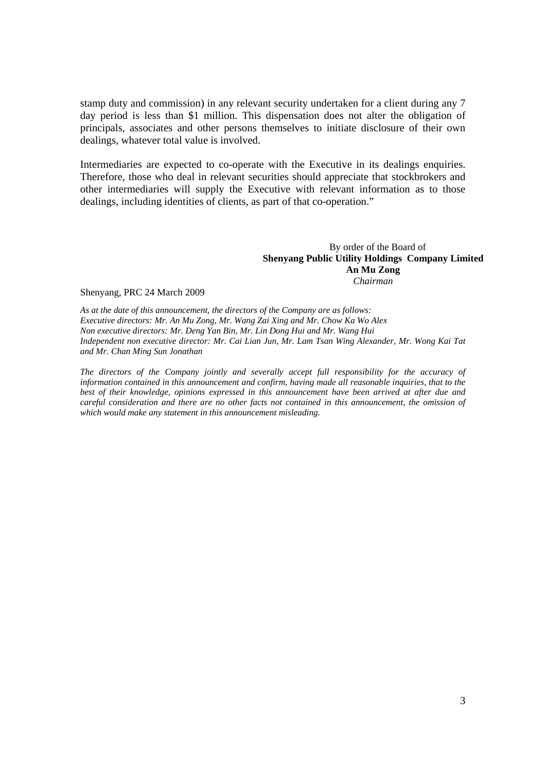stamp duty and commission) in any relevant security undertaken for a client during any 7 day period is less than $1 million. This dispensation does not alter the obligation of principals, associates and other persons themselves to initiate disclosure of their own dealings, whatever total value is involved.

Intermediaries are expected to co-operate with the Executive in its dealings enquiries. Therefore, those who deal in relevant securities should appreciate that stockbrokers and other intermediaries will supply the Executive with relevant information as to those dealings, including identities of clients, as part of that co-operation."

By order of the Board of
**Shenyang Public Utility Holdings Company Limited**
**An Mu Zong**
*Chairman*

Shenyang, PRC 24 March 2009

*As at the date of this announcement, the directors of the Company are as follows:*
*Executive directors: Mr. An Mu Zong, Mr. Wang Zai Xing and Mr. Chow Ka Wo Alex*
*Non executive directors: Mr. Deng Yan Bin, Mr. Lin Dong Hui and Mr. Wang Hui*
*Independent non executive director: Mr. Cai Lian Jun, Mr. Lam Tsan Wing Alexander, Mr. Wong Kai Tat and Mr. Chan Ming Sun Jonathan*

*The directors of the Company jointly and severally accept full responsibility for the accuracy of information contained in this announcement and confirm, having made all reasonable inquiries, that to the best of their knowledge, opinions expressed in this announcement have been arrived at after due and careful consideration and there are no other facts not contained in this announcement, the omission of which would make any statement in this announcement misleading.*